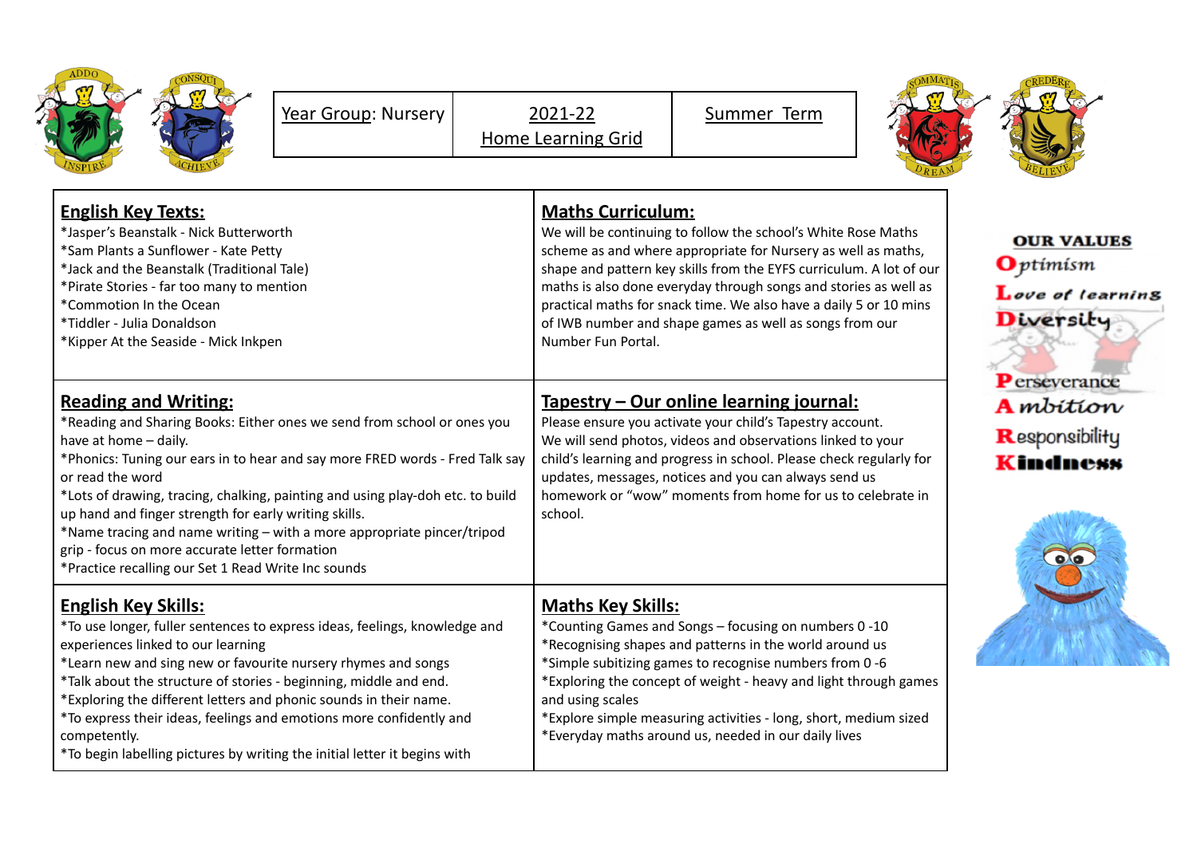| Year Group: Nursery | 2021-22 Home Learning Grid | Summer Term |
|---|---|---|

## English Key Texts:

*Jasper's Beanstalk - Nick Butterworth
*Sam Plants a Sunflower - Kate Petty
*Jack and the Beanstalk (Traditional Tale)
*Pirate Stories - far too many to mention
*Commotion In the Ocean
*Tiddler - Julia Donaldson
*Kipper At the Seaside - Mick Inkpen

## Maths Curriculum:

We will be continuing to follow the school's White Rose Maths scheme as and where appropriate for Nursery as well as maths, shape and pattern key skills from the EYFS curriculum. A lot of our maths is also done everyday through songs and stories as well as practical maths for snack time. We also have a daily 5 or 10 mins of IWB number and shape games as well as songs from our Number Fun Portal.

## Reading and Writing:

*Reading and Sharing Books: Either ones we send from school or ones you have at home – daily.
*Phonics: Tuning our ears in to hear and say more FRED words - Fred Talk say or read the word
*Lots of drawing, tracing, chalking, painting and using play-doh etc. to build up hand and finger strength for early writing skills.
*Name tracing and name writing – with a more appropriate pincer/tripod grip - focus on more accurate letter formation
*Practice recalling our Set 1 Read Write Inc sounds

## Tapestry – Our online learning journal:

Please ensure you activate your child's Tapestry account.
We will send photos, videos and observations linked to your child's learning and progress in school. Please check regularly for updates, messages, notices and you can always send us homework or "wow" moments from home for us to celebrate in school.

## English Key Skills:

*To use longer, fuller sentences to express ideas, feelings, knowledge and experiences linked to our learning
*Learn new and sing new or favourite nursery rhymes and songs
*Talk about the structure of stories - beginning, middle and end.
*Exploring the different letters and phonic sounds in their name.
*To express their ideas, feelings and emotions more confidently and competently.
*To begin labelling pictures by writing the initial letter it begins with

## Maths Key Skills:

*Counting Games and Songs – focusing on numbers 0 -10
*Recognising shapes and patterns in the world around us
*Simple subitizing games to recognise numbers from 0 -6
*Exploring the concept of weight - heavy and light through games and using scales
*Explore simple measuring activities - long, short, medium sized
*Everyday maths around us, needed in our daily lives

**OUR VALUES**

Optimism
Love of learning
Diversity
Perseverance
Ambition
Responsibility
Kindness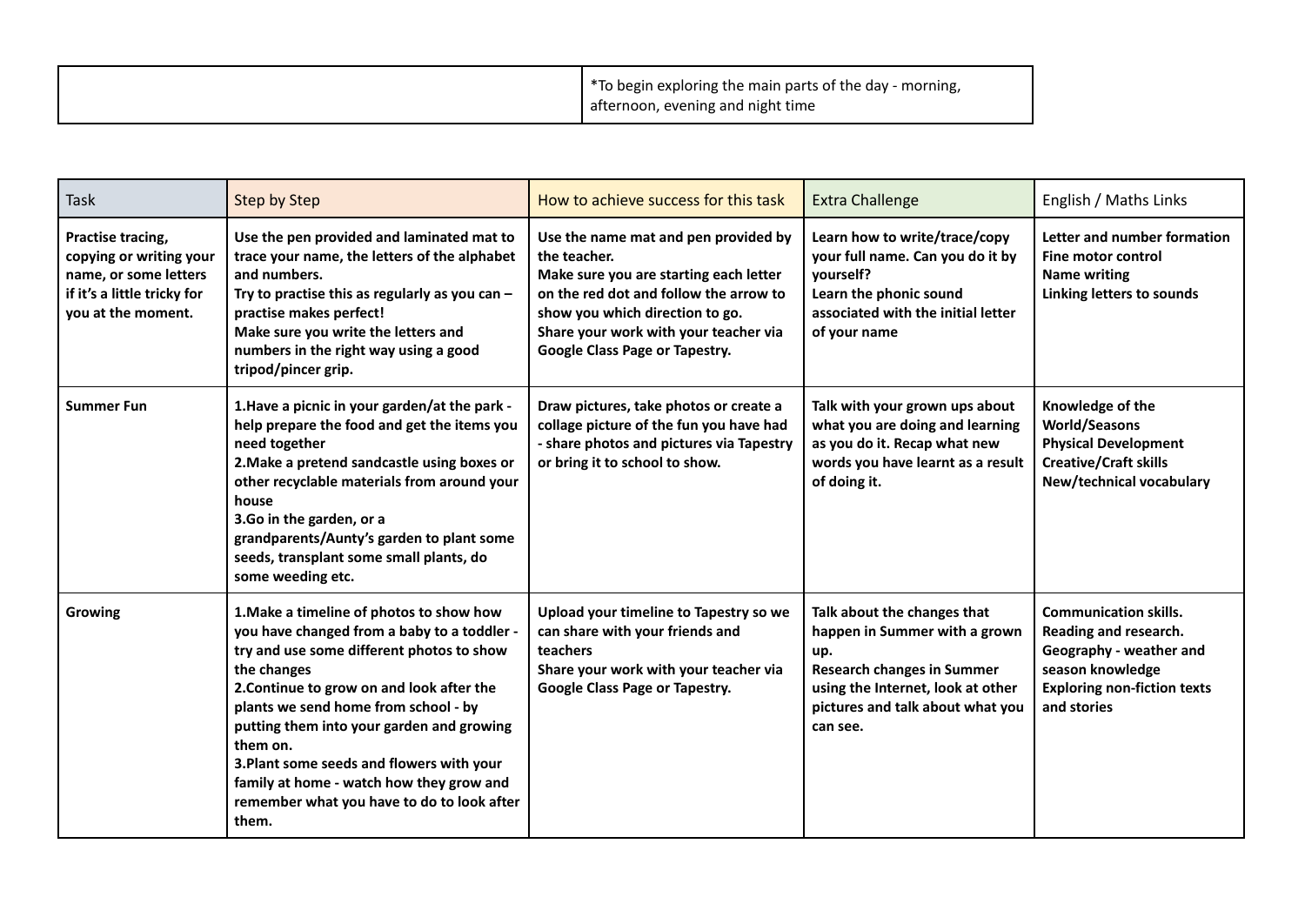| | |
|---|---|
| | *To begin exploring the main parts of the day - morning, afternoon, evening and night time |

| Task | Step by Step | How to achieve success for this task | Extra Challenge | English / Maths Links |
|---|---|---|---|---|
| **Practise tracing, copying or writing your name, or some letters if it's a little tricky for you at the moment.** | **Use the pen provided and laminated mat to trace your name, the letters of the alphabet and numbers.** **Try to practise this as regularly as you can – practise makes perfect!** **Make sure you write the letters and numbers in the right way using a good tripod/pincer grip.** | **Use the name mat and pen provided by the teacher.** **Make sure you are starting each letter on the red dot and follow the arrow to show you which direction to go.** **Share your work with your teacher via Google Class Page or Tapestry.** | **Learn how to write/trace/copy your full name. Can you do it by yourself?** **Learn the phonic sound associated with the initial letter of your name** | **Letter and number formation** **Fine motor control** **Name writing** **Linking letters to sounds** |
| **Summer Fun** | **1.Have a picnic in your garden/at the park - help prepare the food and get the items you need together** **2.Make a pretend sandcastle using boxes or other recyclable materials from around your house** **3.Go in the garden, or a grandparents/Aunty's garden to plant some seeds, transplant some small plants, do some weeding etc.** | **Draw pictures, take photos or create a collage picture of the fun you have had - share photos and pictures via Tapestry or bring it to school to show.** | **Talk with your grown ups about what you are doing and learning as you do it. Recap what new words you have learnt as a result of doing it.** | **Knowledge of the World/Seasons** **Physical Development** **Creative/Craft skills** **New/technical vocabulary** |
| **Growing** | **1.Make a timeline of photos to show how you have changed from a baby to a toddler - try and use some different photos to show the changes** **2.Continue to grow on and look after the plants we send home from school - by putting them into your garden and growing them on.** **3.Plant some seeds and flowers with your family at home - watch how they grow and remember what you have to do to look after them.** | **Upload your timeline to Tapestry so we can share with your friends and teachers** **Share your work with your teacher via Google Class Page or Tapestry.** | **Talk about the changes that happen in Summer with a grown up.** **Research changes in Summer using the Internet, look at other pictures and talk about what you can see.** | **Communication skills.** **Reading and research.** **Geography - weather and season knowledge** **Exploring non-fiction texts and stories** |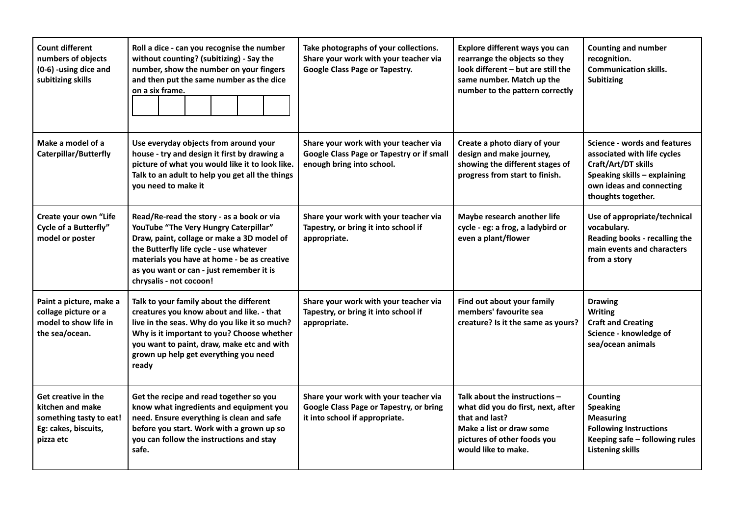| Count different numbers of objects (0-6) -using dice and subitizing skills | Roll a dice - can you recognise the number without counting? (subitizing) - Say the number, show the number on your fingers and then put the same number as the dice on a six frame. | Take photographs of your collections. Share your work with your teacher via Google Class Page or Tapestry. | Explore different ways you can rearrange the objects so they look different – but are still the same number. Match up the number to the pattern correctly | Counting and number recognition. Communication skills. Subitizing |
|---|---|---|---|---|
| Make a model of a Caterpillar/Butterfly | Use everyday objects from around your house - try and design it first by drawing a picture of what you would like it to look like. Talk to an adult to help you get all the things you need to make it | Share your work with your teacher via Google Class Page or Tapestry or if small enough bring into school. | Create a photo diary of your design and make journey, showing the different stages of progress from start to finish. | Science - words and features associated with life cycles<br>Craft/Art/DT skills<br>Speaking skills – explaining own ideas and connecting thoughts together. |
| Create your own "Life Cycle of a Butterfly" model or poster | Read/Re-read the story - as a book or via YouTube "The Very Hungry Caterpillar"<br>Draw, paint, collage or make a 3D model of the Butterfly life cycle - use whatever materials you have at home - be as creative as you want or can - just remember it is chrysalis - not cocoon! | Share your work with your teacher via Tapestry, or bring it into school if appropriate. | Maybe research another life cycle - eg: a frog, a ladybird or even a plant/flower | Use of appropriate/technical vocabulary.<br>Reading books - recalling the main events and characters from a story |
| Paint a picture, make a collage picture or a model to show life in the sea/ocean. | Talk to your family about the different creatures you know about and like. - that live in the seas. Why do you like it so much? Why is it important to you? Choose whether you want to paint, draw, make etc and with grown up help get everything you need ready | Share your work with your teacher via Tapestry, or bring it into school if appropriate. | Find out about your family members' favourite sea creature? Is it the same as yours? | Drawing<br>Writing<br>Craft and Creating<br>Science - knowledge of sea/ocean animals |
| Get creative in the kitchen and make something tasty to eat! Eg: cakes, biscuits, pizza etc | Get the recipe and read together so you know what ingredients and equipment you need. Ensure everything is clean and safe before you start. Work with a grown up so you can follow the instructions and stay safe. | Share your work with your teacher via Google Class Page or Tapestry, or bring it into school if appropriate. | Talk about the instructions – what did you do first, next, after that and last?<br>Make a list or draw some pictures of other foods you would like to make. | Counting<br>Speaking<br>Measuring<br>Following Instructions<br>Keeping safe – following rules<br>Listening skills |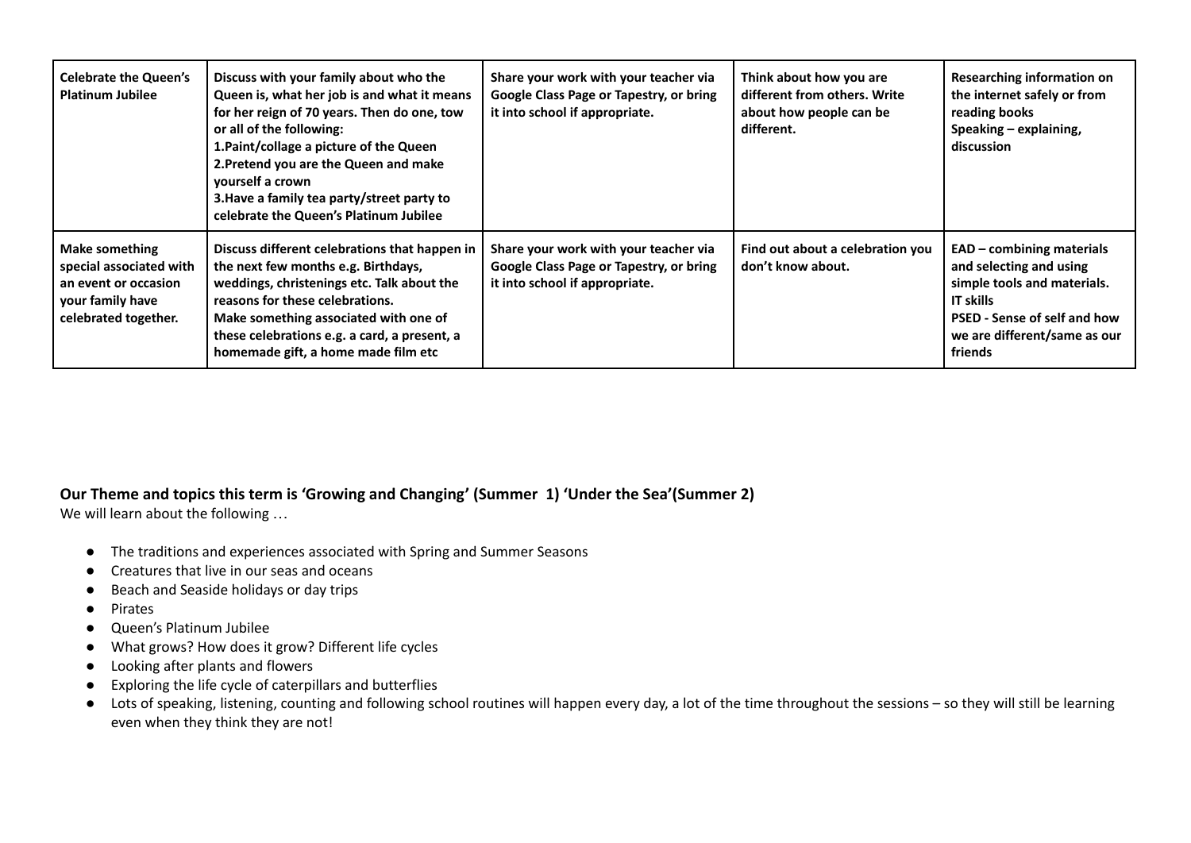| | | | | |
|---|---|---|---|---|
| **Celebrate the Queen's Platinum Jubilee** | **Discuss with your family about who the Queen is, what her job is and what it means for her reign of 70 years. Then do one, tow or all of the following:**<br>**1.Paint/collage a picture of the Queen**<br>**2.Pretend you are the Queen and make yourself a crown**<br>**3.Have a family tea party/street party to celebrate the Queen's Platinum Jubilee** | **Share your work with your teacher via Google Class Page or Tapestry, or bring it into school if appropriate.** | **Think about how you are different from others. Write about how people can be different.** | **Researching information on the internet safely or from reading books**<br>**Speaking – explaining, discussion** |
| **Make something special associated with an event or occasion your family have celebrated together.** | **Discuss different celebrations that happen in the next few months e.g. Birthdays, weddings, christenings etc. Talk about the reasons for these celebrations.**<br>**Make something associated with one of these celebrations e.g. a card, a present, a homemade gift, a home made film etc** | **Share your work with your teacher via Google Class Page or Tapestry, or bring it into school if appropriate.** | **Find out about a celebration you don't know about.** | **EAD – combining materials and selecting and using simple tools and materials.**<br>**IT skills**<br>**PSED - Sense of self and how we are different/same as our friends** |

**Our Theme and topics this term is 'Growing and Changing' (Summer 1) 'Under the Sea'(Summer 2)**

We will learn about the following …

- The traditions and experiences associated with Spring and Summer Seasons
- Creatures that live in our seas and oceans
- Beach and Seaside holidays or day trips
- Pirates
- Queen's Platinum Jubilee
- What grows? How does it grow? Different life cycles
- Looking after plants and flowers
- Exploring the life cycle of caterpillars and butterflies
- Lots of speaking, listening, counting and following school routines will happen every day, a lot of the time throughout the sessions – so they will still be learning even when they think they are not!